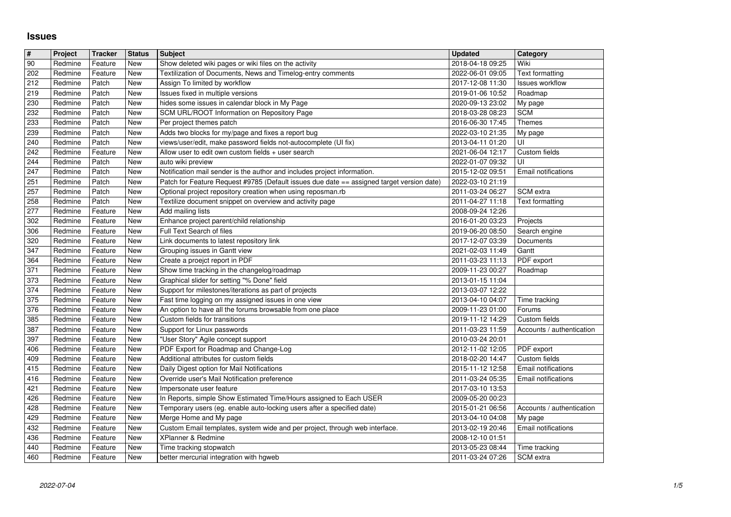# Issues

| # | Project | Tracker | Status | Subject | Updated | Category |
|---|---|---|---|---|---|---|
| 90 | Redmine | Feature | New | Show deleted wiki pages or wiki files on the activity | 2018-04-18 09:25 | Wiki |
| 202 | Redmine | Feature | New | Textilization of Documents, News and Timelog-entry comments | 2022-06-01 09:05 | Text formatting |
| 212 | Redmine | Patch | New | Assign To limited by workflow | 2017-12-08 11:30 | Issues workflow |
| 219 | Redmine | Patch | New | Issues fixed in multiple versions | 2019-01-06 10:52 | Roadmap |
| 230 | Redmine | Patch | New | hides some issues in calendar block in My Page | 2020-09-13 23:02 | My page |
| 232 | Redmine | Patch | New | SCM URL/ROOT Information on Repository Page | 2018-03-28 08:23 | SCM |
| 233 | Redmine | Patch | New | Per project themes patch | 2016-06-30 17:45 | Themes |
| 239 | Redmine | Patch | New | Adds two blocks for my/page and fixes a report bug | 2022-03-10 21:35 | My page |
| 240 | Redmine | Patch | New | views/user/edit, make password fields not-autocomplete (UI fix) | 2013-04-11 01:20 | UI |
| 242 | Redmine | Feature | New | Allow user to edit own custom fields + user search | 2021-06-04 12:17 | Custom fields |
| 244 | Redmine | Patch | New | auto wiki preview | 2022-01-07 09:32 | UI |
| 247 | Redmine | Patch | New | Notification mail sender is the author and includes project information. | 2015-12-02 09:51 | Email notifications |
| 251 | Redmine | Patch | New | Patch for Feature Request #9785 (Default issues due date == assigned target version date) | 2022-03-10 21:19 | |
| 257 | Redmine | Patch | New | Optional project repository creation when using reposman.rb | 2011-03-24 06:27 | SCM extra |
| 258 | Redmine | Patch | New | Textilize document snippet on overview and activity page | 2011-04-27 11:18 | Text formatting |
| 277 | Redmine | Feature | New | Add mailing lists | 2008-09-24 12:26 | |
| 302 | Redmine | Feature | New | Enhance project parent/child relationship | 2016-01-20 03:23 | Projects |
| 306 | Redmine | Feature | New | Full Text Search of files | 2019-06-20 08:50 | Search engine |
| 320 | Redmine | Feature | New | Link documents to latest repository link | 2017-12-07 03:39 | Documents |
| 347 | Redmine | Feature | New | Grouping issues in Gantt view | 2021-02-03 11:49 | Gantt |
| 364 | Redmine | Feature | New | Create a proejct report in PDF | 2011-03-23 11:13 | PDF export |
| 371 | Redmine | Feature | New | Show time tracking in the changelog/roadmap | 2009-11-23 00:27 | Roadmap |
| 373 | Redmine | Feature | New | Graphical slider for setting "% Done" field | 2013-01-15 11:04 | |
| 374 | Redmine | Feature | New | Support for milestones/iterations as part of projects | 2013-03-07 12:22 | |
| 375 | Redmine | Feature | New | Fast time logging on my assigned issues in one view | 2013-04-10 04:07 | Time tracking |
| 376 | Redmine | Feature | New | An option to have all the forums browsable from one place | 2009-11-23 01:00 | Forums |
| 385 | Redmine | Feature | New | Custom fields for transitions | 2019-11-12 14:29 | Custom fields |
| 387 | Redmine | Feature | New | Support for Linux passwords | 2011-03-23 11:59 | Accounts / authentication |
| 397 | Redmine | Feature | New | "User Story" Agile concept support | 2010-03-24 20:01 | |
| 406 | Redmine | Feature | New | PDF Export for Roadmap and Change-Log | 2012-11-02 12:05 | PDF export |
| 409 | Redmine | Feature | New | Additional attributes for custom fields | 2018-02-20 14:47 | Custom fields |
| 415 | Redmine | Feature | New | Daily Digest option for Mail Notifications | 2015-11-12 12:58 | Email notifications |
| 416 | Redmine | Feature | New | Override user's Mail Notification preference | 2011-03-24 05:35 | Email notifications |
| 421 | Redmine | Feature | New | Impersonate user feature | 2017-03-10 13:53 | |
| 426 | Redmine | Feature | New | In Reports, simple Show Estimated Time/Hours assigned to Each USER | 2009-05-20 00:23 | |
| 428 | Redmine | Feature | New | Temporary users (eg. enable auto-locking users after a specified date) | 2015-01-21 06:56 | Accounts / authentication |
| 429 | Redmine | Feature | New | Merge Home and My page | 2013-04-10 04:08 | My page |
| 432 | Redmine | Feature | New | Custom Email templates, system wide and per project, through web interface. | 2013-02-19 20:46 | Email notifications |
| 436 | Redmine | Feature | New | XPlanner & Redmine | 2008-12-10 01:51 | |
| 440 | Redmine | Feature | New | Time tracking stopwatch | 2013-05-23 08:44 | Time tracking |
| 460 | Redmine | Feature | New | better mercurial integration with hgweb | 2011-03-24 07:26 | SCM extra |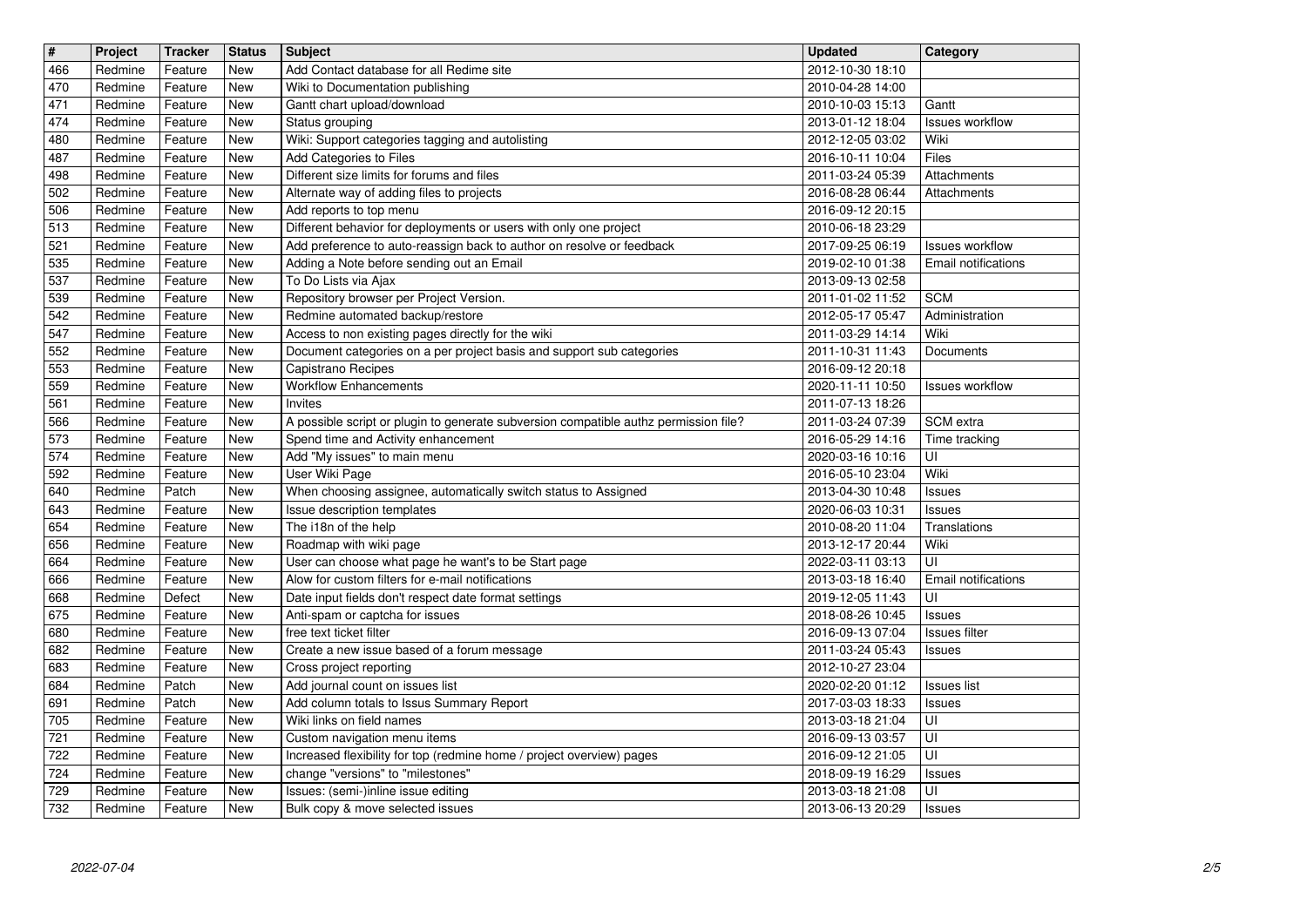| # | Project | Tracker | Status | Subject | Updated | Category |
|---|---|---|---|---|---|---|
| 466 | Redmine | Feature | New | Add Contact database for all Redime site | 2012-10-30 18:10 | |
| 470 | Redmine | Feature | New | Wiki to Documentation publishing | 2010-04-28 14:00 | |
| 471 | Redmine | Feature | New | Gantt chart upload/download | 2010-10-03 15:13 | Gantt |
| 474 | Redmine | Feature | New | Status grouping | 2013-01-12 18:04 | Issues workflow |
| 480 | Redmine | Feature | New | Wiki: Support categories tagging and autolisting | 2012-12-05 03:02 | Wiki |
| 487 | Redmine | Feature | New | Add Categories to Files | 2016-10-11 10:04 | Files |
| 498 | Redmine | Feature | New | Different size limits for forums and files | 2011-03-24 05:39 | Attachments |
| 502 | Redmine | Feature | New | Alternate way of adding files to projects | 2016-08-28 06:44 | Attachments |
| 506 | Redmine | Feature | New | Add reports to top menu | 2016-09-12 20:15 | |
| 513 | Redmine | Feature | New | Different behavior for deployments or users with only one project | 2010-06-18 23:29 | |
| 521 | Redmine | Feature | New | Add preference to auto-reassign back to author on resolve or feedback | 2017-09-25 06:19 | Issues workflow |
| 535 | Redmine | Feature | New | Adding a Note before sending out an Email | 2019-02-10 01:38 | Email notifications |
| 537 | Redmine | Feature | New | To Do Lists via Ajax | 2013-09-13 02:58 | |
| 539 | Redmine | Feature | New | Repository browser per Project Version. | 2011-01-02 11:52 | SCM |
| 542 | Redmine | Feature | New | Redmine automated backup/restore | 2012-05-17 05:47 | Administration |
| 547 | Redmine | Feature | New | Access to non existing pages directly for the wiki | 2011-03-29 14:14 | Wiki |
| 552 | Redmine | Feature | New | Document categories on a per project basis and support sub categories | 2011-10-31 11:43 | Documents |
| 553 | Redmine | Feature | New | Capistrano Recipes | 2016-09-12 20:18 | |
| 559 | Redmine | Feature | New | Workflow Enhancements | 2020-11-11 10:50 | Issues workflow |
| 561 | Redmine | Feature | New | Invites | 2011-07-13 18:26 | |
| 566 | Redmine | Feature | New | A possible script or plugin to generate subversion compatible authz permission file? | 2011-03-24 07:39 | SCM extra |
| 573 | Redmine | Feature | New | Spend time and Activity enhancement | 2016-05-29 14:16 | Time tracking |
| 574 | Redmine | Feature | New | Add "My issues" to main menu | 2020-03-16 10:16 | UI |
| 592 | Redmine | Feature | New | User Wiki Page | 2016-05-10 23:04 | Wiki |
| 640 | Redmine | Patch | New | When choosing assignee, automatically switch status to Assigned | 2013-04-30 10:48 | Issues |
| 643 | Redmine | Feature | New | Issue description templates | 2020-06-03 10:31 | Issues |
| 654 | Redmine | Feature | New | The i18n of the help | 2010-08-20 11:04 | Translations |
| 656 | Redmine | Feature | New | Roadmap with wiki page | 2013-12-17 20:44 | Wiki |
| 664 | Redmine | Feature | New | User can choose what page he want's to be Start page | 2022-03-11 03:13 | UI |
| 666 | Redmine | Feature | New | Alow for custom filters for e-mail notifications | 2013-03-18 16:40 | Email notifications |
| 668 | Redmine | Defect | New | Date input fields don't respect date format settings | 2019-12-05 11:43 | UI |
| 675 | Redmine | Feature | New | Anti-spam or captcha for issues | 2018-08-26 10:45 | Issues |
| 680 | Redmine | Feature | New | free text ticket filter | 2016-09-13 07:04 | Issues filter |
| 682 | Redmine | Feature | New | Create a new issue based of a forum message | 2011-03-24 05:43 | Issues |
| 683 | Redmine | Feature | New | Cross project reporting | 2012-10-27 23:04 | |
| 684 | Redmine | Patch | New | Add journal count on issues list | 2020-02-20 01:12 | Issues list |
| 691 | Redmine | Patch | New | Add column totals to Issus Summary Report | 2017-03-03 18:33 | Issues |
| 705 | Redmine | Feature | New | Wiki links on field names | 2013-03-18 21:04 | UI |
| 721 | Redmine | Feature | New | Custom navigation menu items | 2016-09-13 03:57 | UI |
| 722 | Redmine | Feature | New | Increased flexibility for top (redmine home / project overview) pages | 2016-09-12 21:05 | UI |
| 724 | Redmine | Feature | New | change "versions" to "milestones" | 2018-09-19 16:29 | Issues |
| 729 | Redmine | Feature | New | Issues: (semi-)inline issue editing | 2013-03-18 21:08 | UI |
| 732 | Redmine | Feature | New | Bulk copy & move selected issues | 2013-06-13 20:29 | Issues |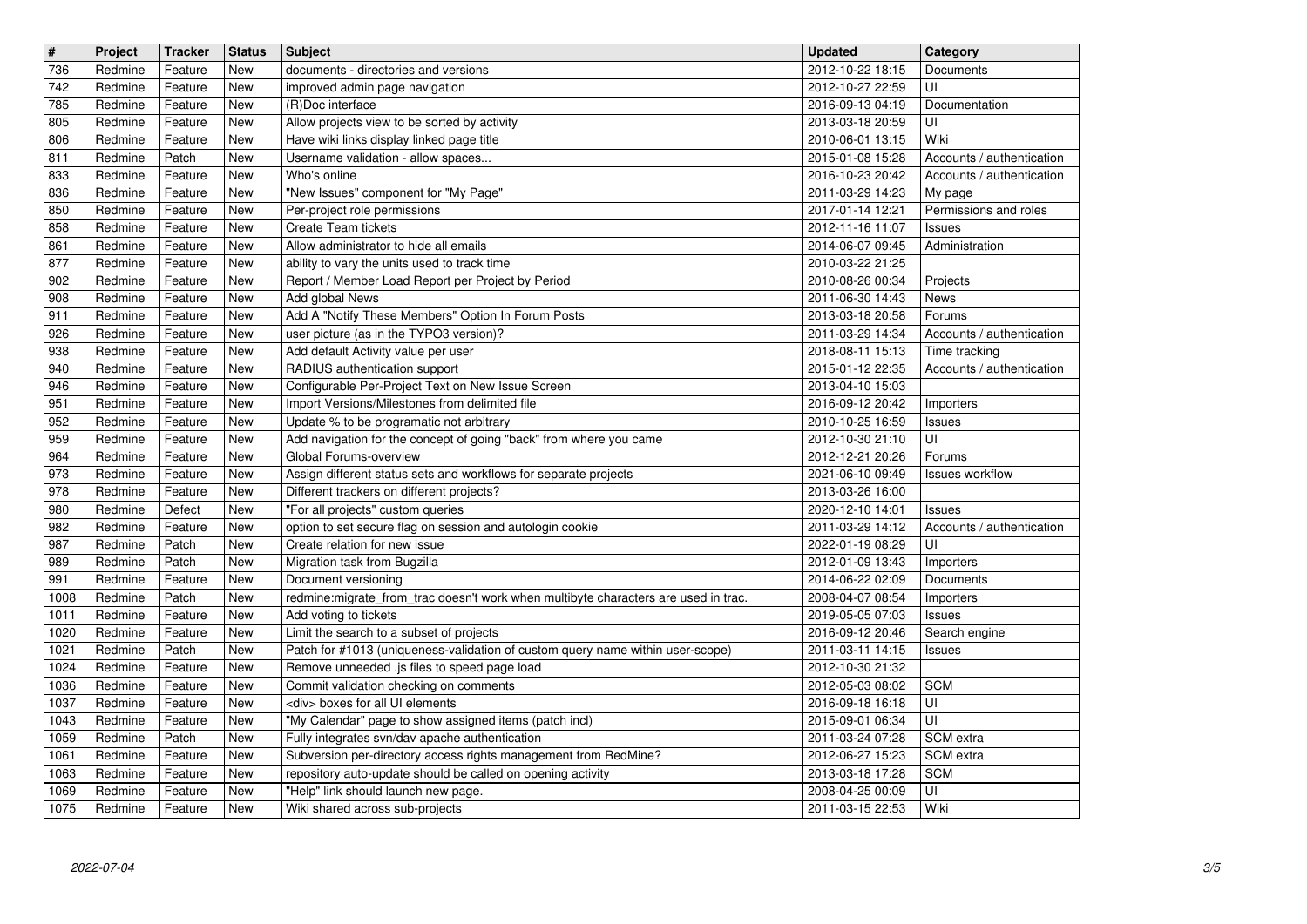| # | Project | Tracker | Status | Subject | Updated | Category |
| --- | --- | --- | --- | --- | --- | --- |
| 736 | Redmine | Feature | New | documents - directories and versions | 2012-10-22 18:15 | Documents |
| 742 | Redmine | Feature | New | improved admin page navigation | 2012-10-27 22:59 | UI |
| 785 | Redmine | Feature | New | (R)Doc interface | 2016-09-13 04:19 | Documentation |
| 805 | Redmine | Feature | New | Allow projects view to be sorted by activity | 2013-03-18 20:59 | UI |
| 806 | Redmine | Feature | New | Have wiki links display linked page title | 2010-06-01 13:15 | Wiki |
| 811 | Redmine | Patch | New | Username validation - allow spaces... | 2015-01-08 15:28 | Accounts / authentication |
| 833 | Redmine | Feature | New | Who's online | 2016-10-23 20:42 | Accounts / authentication |
| 836 | Redmine | Feature | New | "New Issues" component for "My Page" | 2011-03-29 14:23 | My page |
| 850 | Redmine | Feature | New | Per-project role permissions | 2017-01-14 12:21 | Permissions and roles |
| 858 | Redmine | Feature | New | Create Team tickets | 2012-11-16 11:07 | Issues |
| 861 | Redmine | Feature | New | Allow administrator to hide all emails | 2014-06-07 09:45 | Administration |
| 877 | Redmine | Feature | New | ability to vary the units used to track time | 2010-03-22 21:25 | |
| 902 | Redmine | Feature | New | Report / Member Load Report per Project by Period | 2010-08-26 00:34 | Projects |
| 908 | Redmine | Feature | New | Add global News | 2011-06-30 14:43 | News |
| 911 | Redmine | Feature | New | Add A "Notify These Members" Option In Forum Posts | 2013-03-18 20:58 | Forums |
| 926 | Redmine | Feature | New | user picture (as in the TYPO3 version)? | 2011-03-29 14:34 | Accounts / authentication |
| 938 | Redmine | Feature | New | Add default Activity value per user | 2018-08-11 15:13 | Time tracking |
| 940 | Redmine | Feature | New | RADIUS authentication support | 2015-01-12 22:35 | Accounts / authentication |
| 946 | Redmine | Feature | New | Configurable Per-Project Text on New Issue Screen | 2013-04-10 15:03 | |
| 951 | Redmine | Feature | New | Import Versions/Milestones from delimited file | 2016-09-12 20:42 | Importers |
| 952 | Redmine | Feature | New | Update % to be programatic not arbitrary | 2010-10-25 16:59 | Issues |
| 959 | Redmine | Feature | New | Add navigation for the concept of going "back" from where you came | 2012-10-30 21:10 | UI |
| 964 | Redmine | Feature | New | Global Forums-overview | 2012-12-21 20:26 | Forums |
| 973 | Redmine | Feature | New | Assign different status sets and workflows for separate projects | 2021-06-10 09:49 | Issues workflow |
| 978 | Redmine | Feature | New | Different trackers on different projects? | 2013-03-26 16:00 | |
| 980 | Redmine | Defect | New | "For all projects" custom queries | 2020-12-10 14:01 | Issues |
| 982 | Redmine | Feature | New | option to set secure flag on session and autologin cookie | 2011-03-29 14:12 | Accounts / authentication |
| 987 | Redmine | Patch | New | Create relation for new issue | 2022-01-19 08:29 | UI |
| 989 | Redmine | Patch | New | Migration task from Bugzilla | 2012-01-09 13:43 | Importers |
| 991 | Redmine | Feature | New | Document versioning | 2014-06-22 02:09 | Documents |
| 1008 | Redmine | Patch | New | redmine:migrate_from_trac doesn't work when multibyte characters are used in trac. | 2008-04-07 08:54 | Importers |
| 1011 | Redmine | Feature | New | Add voting to tickets | 2019-05-05 07:03 | Issues |
| 1020 | Redmine | Feature | New | Limit the search to a subset of projects | 2016-09-12 20:46 | Search engine |
| 1021 | Redmine | Patch | New | Patch for #1013 (uniqueness-validation of custom query name within user-scope) | 2011-03-11 14:15 | Issues |
| 1024 | Redmine | Feature | New | Remove unneeded .js files to speed page load | 2012-10-30 21:32 | |
| 1036 | Redmine | Feature | New | Commit validation checking on comments | 2012-05-03 08:02 | SCM |
| 1037 | Redmine | Feature | New | <div> boxes for all UI elements | 2016-09-18 16:18 | UI |
| 1043 | Redmine | Feature | New | "My Calendar" page to show assigned items (patch incl) | 2015-09-01 06:34 | UI |
| 1059 | Redmine | Patch | New | Fully integrates svn/dav apache authentication | 2011-03-24 07:28 | SCM extra |
| 1061 | Redmine | Feature | New | Subversion per-directory access rights management from RedMine? | 2012-06-27 15:23 | SCM extra |
| 1063 | Redmine | Feature | New | repository auto-update should be called on opening activity | 2013-03-18 17:28 | SCM |
| 1069 | Redmine | Feature | New | "Help" link should launch new page. | 2008-04-25 00:09 | UI |
| 1075 | Redmine | Feature | New | Wiki shared across sub-projects | 2011-03-15 22:53 | Wiki |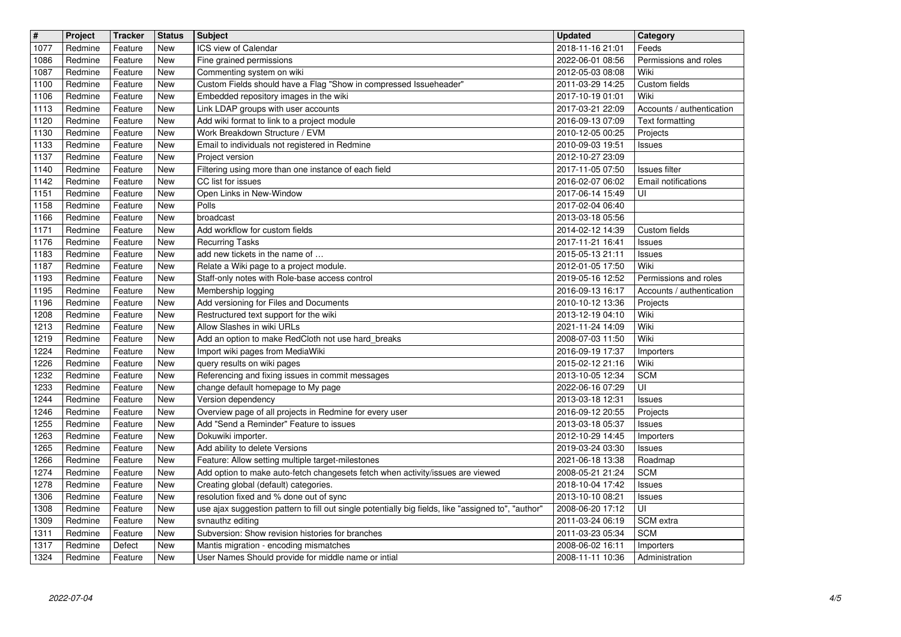| # | Project | Tracker | Status | Subject | Updated | Category |
| --- | --- | --- | --- | --- | --- | --- |
| 1077 | Redmine | Feature | New | ICS view of Calendar | 2018-11-16 21:01 | Feeds |
| 1086 | Redmine | Feature | New | Fine grained permissions | 2022-06-01 08:56 | Permissions and roles |
| 1087 | Redmine | Feature | New | Commenting system on wiki | 2012-05-03 08:08 | Wiki |
| 1100 | Redmine | Feature | New | Custom Fields should have a Flag "Show in compressed Issueheader" | 2011-03-29 14:25 | Custom fields |
| 1106 | Redmine | Feature | New | Embedded repository images in the wiki | 2017-10-19 01:01 | Wiki |
| 1113 | Redmine | Feature | New | Link LDAP groups with user accounts | 2017-03-21 22:09 | Accounts / authentication |
| 1120 | Redmine | Feature | New | Add wiki format to link to a project module | 2016-09-13 07:09 | Text formatting |
| 1130 | Redmine | Feature | New | Work Breakdown Structure / EVM | 2010-12-05 00:25 | Projects |
| 1133 | Redmine | Feature | New | Email to individuals not registered in Redmine | 2010-09-03 19:51 | Issues |
| 1137 | Redmine | Feature | New | Project version | 2012-10-27 23:09 | |
| 1140 | Redmine | Feature | New | Filtering using more than one instance of each field | 2017-11-05 07:50 | Issues filter |
| 1142 | Redmine | Feature | New | CC list for issues | 2016-02-07 06:02 | Email notifications |
| 1151 | Redmine | Feature | New | Open Links in New-Window | 2017-06-14 15:49 | UI |
| 1158 | Redmine | Feature | New | Polls | 2017-02-04 06:40 | |
| 1166 | Redmine | Feature | New | broadcast | 2013-03-18 05:56 | |
| 1171 | Redmine | Feature | New | Add workflow for custom fields | 2014-02-12 14:39 | Custom fields |
| 1176 | Redmine | Feature | New | Recurring Tasks | 2017-11-21 16:41 | Issues |
| 1183 | Redmine | Feature | New | add new tickets in the name of … | 2015-05-13 21:11 | Issues |
| 1187 | Redmine | Feature | New | Relate a Wiki page to a project module. | 2012-01-05 17:50 | Wiki |
| 1193 | Redmine | Feature | New | Staff-only notes with Role-base access control | 2019-05-16 12:52 | Permissions and roles |
| 1195 | Redmine | Feature | New | Membership logging | 2016-09-13 16:17 | Accounts / authentication |
| 1196 | Redmine | Feature | New | Add versioning for Files and Documents | 2010-10-12 13:36 | Projects |
| 1208 | Redmine | Feature | New | Restructured text support for the wiki | 2013-12-19 04:10 | Wiki |
| 1213 | Redmine | Feature | New | Allow Slashes in wiki URLs | 2021-11-24 14:09 | Wiki |
| 1219 | Redmine | Feature | New | Add an option to make RedCloth not use hard_breaks | 2008-07-03 11:50 | Wiki |
| 1224 | Redmine | Feature | New | Import wiki pages from MediaWiki | 2016-09-19 17:37 | Importers |
| 1226 | Redmine | Feature | New | query results on wiki pages | 2015-02-12 21:16 | Wiki |
| 1232 | Redmine | Feature | New | Referencing and fixing issues in commit messages | 2013-10-05 12:34 | SCM |
| 1233 | Redmine | Feature | New | change default homepage to My page | 2022-06-16 07:29 | UI |
| 1244 | Redmine | Feature | New | Version dependency | 2013-03-18 12:31 | Issues |
| 1246 | Redmine | Feature | New | Overview page of all projects in Redmine for every user | 2016-09-12 20:55 | Projects |
| 1255 | Redmine | Feature | New | Add "Send a Reminder" Feature to issues | 2013-03-18 05:37 | Issues |
| 1263 | Redmine | Feature | New | Dokuwiki importer. | 2012-10-29 14:45 | Importers |
| 1265 | Redmine | Feature | New | Add ability to delete Versions | 2019-03-24 03:30 | Issues |
| 1266 | Redmine | Feature | New | Feature: Allow setting multiple target-milestones | 2021-06-18 13:38 | Roadmap |
| 1274 | Redmine | Feature | New | Add option to make auto-fetch changesets fetch when activity/issues are viewed | 2008-05-21 21:24 | SCM |
| 1278 | Redmine | Feature | New | Creating global (default) categories. | 2018-10-04 17:42 | Issues |
| 1306 | Redmine | Feature | New | resolution fixed and % done out of sync | 2013-10-10 08:21 | Issues |
| 1308 | Redmine | Feature | New | use ajax suggestion pattern to fill out single potentially big fields, like "assigned to", "author" | 2008-06-20 17:12 | UI |
| 1309 | Redmine | Feature | New | svnauthz editing | 2011-03-24 06:19 | SCM extra |
| 1311 | Redmine | Feature | New | Subversion: Show revision histories for branches | 2011-03-23 05:34 | SCM |
| 1317 | Redmine | Defect | New | Mantis migration - encoding mismatches | 2008-06-02 16:11 | Importers |
| 1324 | Redmine | Feature | New | User Names Should provide for middle name or intial | 2008-11-11 10:36 | Administration |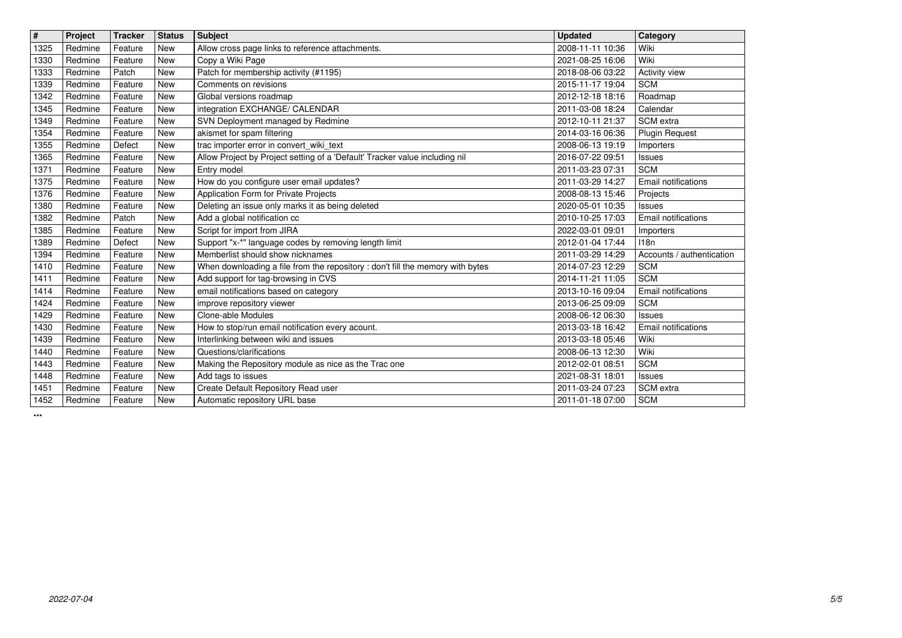| # | Project | Tracker | Status | Subject | Updated | Category |
|---|---|---|---|---|---|---|
| 1325 | Redmine | Feature | New | Allow cross page links to reference attachments. | 2008-11-11 10:36 | Wiki |
| 1330 | Redmine | Feature | New | Copy a Wiki Page | 2021-08-25 16:06 | Wiki |
| 1333 | Redmine | Patch | New | Patch for membership activity (#1195) | 2018-08-06 03:22 | Activity view |
| 1339 | Redmine | Feature | New | Comments on revisions | 2015-11-17 19:04 | SCM |
| 1342 | Redmine | Feature | New | Global versions roadmap | 2012-12-18 18:16 | Roadmap |
| 1345 | Redmine | Feature | New | integration EXCHANGE/ CALENDAR | 2011-03-08 18:24 | Calendar |
| 1349 | Redmine | Feature | New | SVN Deployment managed by Redmine | 2012-10-11 21:37 | SCM extra |
| 1354 | Redmine | Feature | New | akismet for spam filtering | 2014-03-16 06:36 | Plugin Request |
| 1355 | Redmine | Defect | New | trac importer error in convert_wiki_text | 2008-06-13 19:19 | Importers |
| 1365 | Redmine | Feature | New | Allow Project by Project setting of a 'Default' Tracker value including nil | 2016-07-22 09:51 | Issues |
| 1371 | Redmine | Feature | New | Entry model | 2011-03-23 07:31 | SCM |
| 1375 | Redmine | Feature | New | How do you configure user email updates? | 2011-03-29 14:27 | Email notifications |
| 1376 | Redmine | Feature | New | Application Form for Private Projects | 2008-08-13 15:46 | Projects |
| 1380 | Redmine | Feature | New | Deleting an issue only marks it as being deleted | 2020-05-01 10:35 | Issues |
| 1382 | Redmine | Patch | New | Add a global notification cc | 2010-10-25 17:03 | Email notifications |
| 1385 | Redmine | Feature | New | Script for import from JIRA | 2022-03-01 09:01 | Importers |
| 1389 | Redmine | Defect | New | Support "x-*" language codes by removing length limit | 2012-01-04 17:44 | I18n |
| 1394 | Redmine | Feature | New | Memberlist should show nicknames | 2011-03-29 14:29 | Accounts / authentication |
| 1410 | Redmine | Feature | New | When downloading a file from the repository : don't fill the memory with bytes | 2014-07-23 12:29 | SCM |
| 1411 | Redmine | Feature | New | Add support for tag-browsing in CVS | 2014-11-21 11:05 | SCM |
| 1414 | Redmine | Feature | New | email notifications based on category | 2013-10-16 09:04 | Email notifications |
| 1424 | Redmine | Feature | New | improve repository viewer | 2013-06-25 09:09 | SCM |
| 1429 | Redmine | Feature | New | Clone-able Modules | 2008-06-12 06:30 | Issues |
| 1430 | Redmine | Feature | New | How to stop/run email notification every acount. | 2013-03-18 16:42 | Email notifications |
| 1439 | Redmine | Feature | New | Interlinking between wiki and issues | 2013-03-18 05:46 | Wiki |
| 1440 | Redmine | Feature | New | Questions/clarifications | 2008-06-13 12:30 | Wiki |
| 1443 | Redmine | Feature | New | Making the Repository module as nice as the Trac one | 2012-02-01 08:51 | SCM |
| 1448 | Redmine | Feature | New | Add tags to issues | 2021-08-31 18:01 | Issues |
| 1451 | Redmine | Feature | New | Create Default Repository Read user | 2011-03-24 07:23 | SCM extra |
| 1452 | Redmine | Feature | New | Automatic repository URL base | 2011-01-18 07:00 | SCM |

...